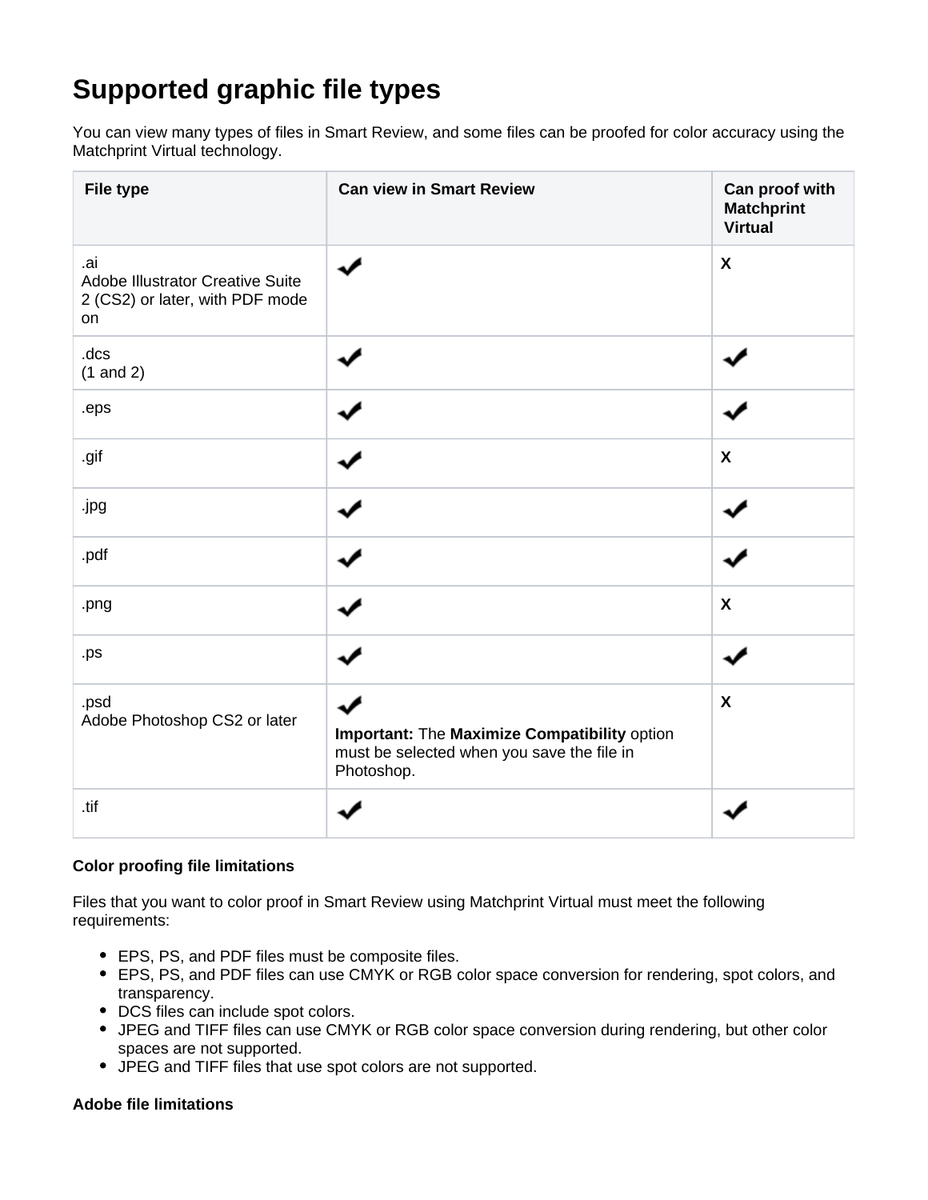# Supported graphic file types

You can view many types of files in Smart Review, and some files can be proofed for color accuracy using the Matchprint Virtual technology.

| File type | Can view in Smart Review | Can proof with Matchprint Virtual |
|---|---|---|
| .ai<br>Adobe Illustrator Creative Suite 2 (CS2) or later, with PDF mode on | ✔ | X |
| .dcs<br>(1 and 2) | ✔ | ✔ |
| .eps | ✔ | ✔ |
| .gif | ✔ | X |
| .jpg | ✔ | ✔ |
| .pdf | ✔ | ✔ |
| .png | ✔ | X |
| .ps | ✔ | ✔ |
| .psd<br>Adobe Photoshop CS2 or later | ✔<br>**Important:** The **Maximize Compatibility** option must be selected when you save the file in Photoshop. | X |
| .tif | ✔ | ✔ |

**Color proofing file limitations**

Files that you want to color proof in Smart Review using Matchprint Virtual must meet the following requirements:

- EPS, PS, and PDF files must be composite files.
- EPS, PS, and PDF files can use CMYK or RGB color space conversion for rendering, spot colors, and transparency.
- DCS files can include spot colors.
- JPEG and TIFF files can use CMYK or RGB color space conversion during rendering, but other color spaces are not supported.
- JPEG and TIFF files that use spot colors are not supported.

**Adobe file limitations**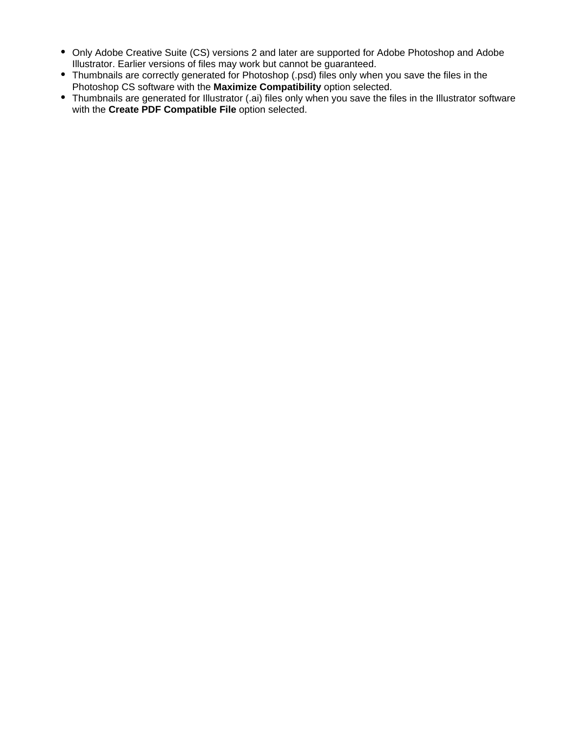- Only Adobe Creative Suite (CS) versions 2 and later are supported for Adobe Photoshop and Adobe Illustrator. Earlier versions of files may work but cannot be guaranteed.
- Thumbnails are correctly generated for Photoshop (.psd) files only when you save the files in the Photoshop CS software with the **Maximize Compatibility** option selected.
- Thumbnails are generated for Illustrator (.ai) files only when you save the files in the Illustrator software with the **Create PDF Compatible File** option selected.